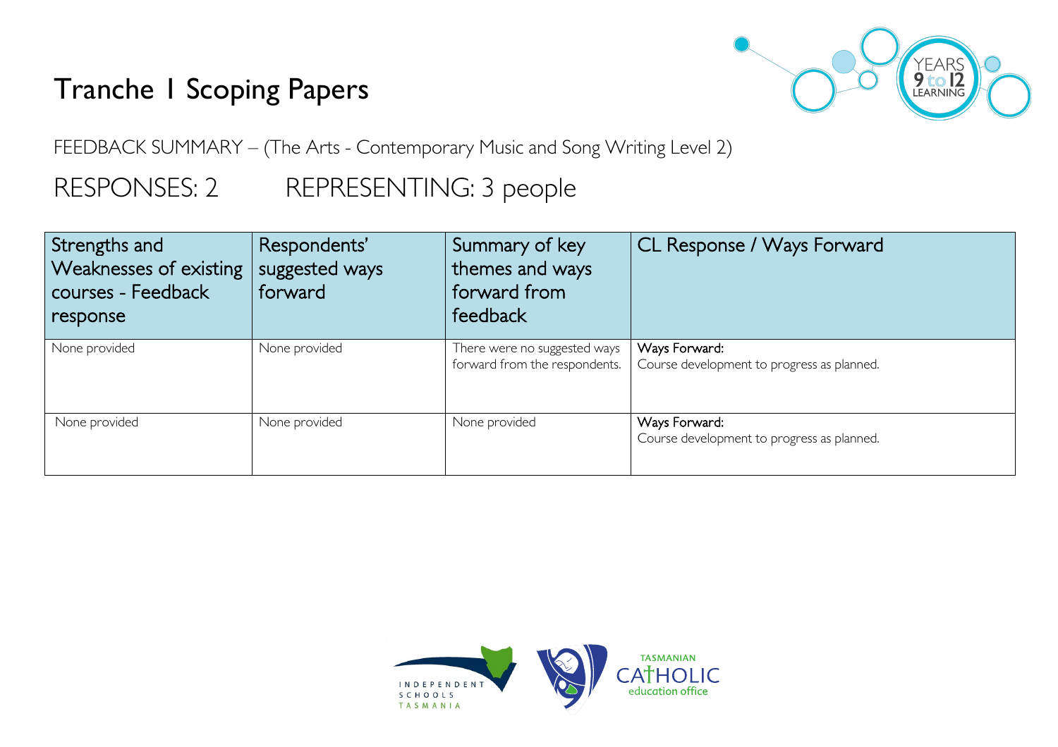# Tranche 1 Scoping Papers

FEEDBACK SUMMARY – (The Arts - Contemporary Music and Song Writing Level 2)

RESPONSES: 2 REPRESENTING: 3 people

| Strengths and Weaknesses of existing courses - Feedback response | Respondents' suggested ways forward | Summary of key themes and ways forward from feedback | CL Response / Ways Forward |
| --- | --- | --- | --- |
| None provided | None provided | There were no suggested ways forward from the respondents. | Ways Forward:<br>Course development to progress as planned. |
| None provided | None provided | None provided | Ways Forward:<br>Course development to progress as planned. |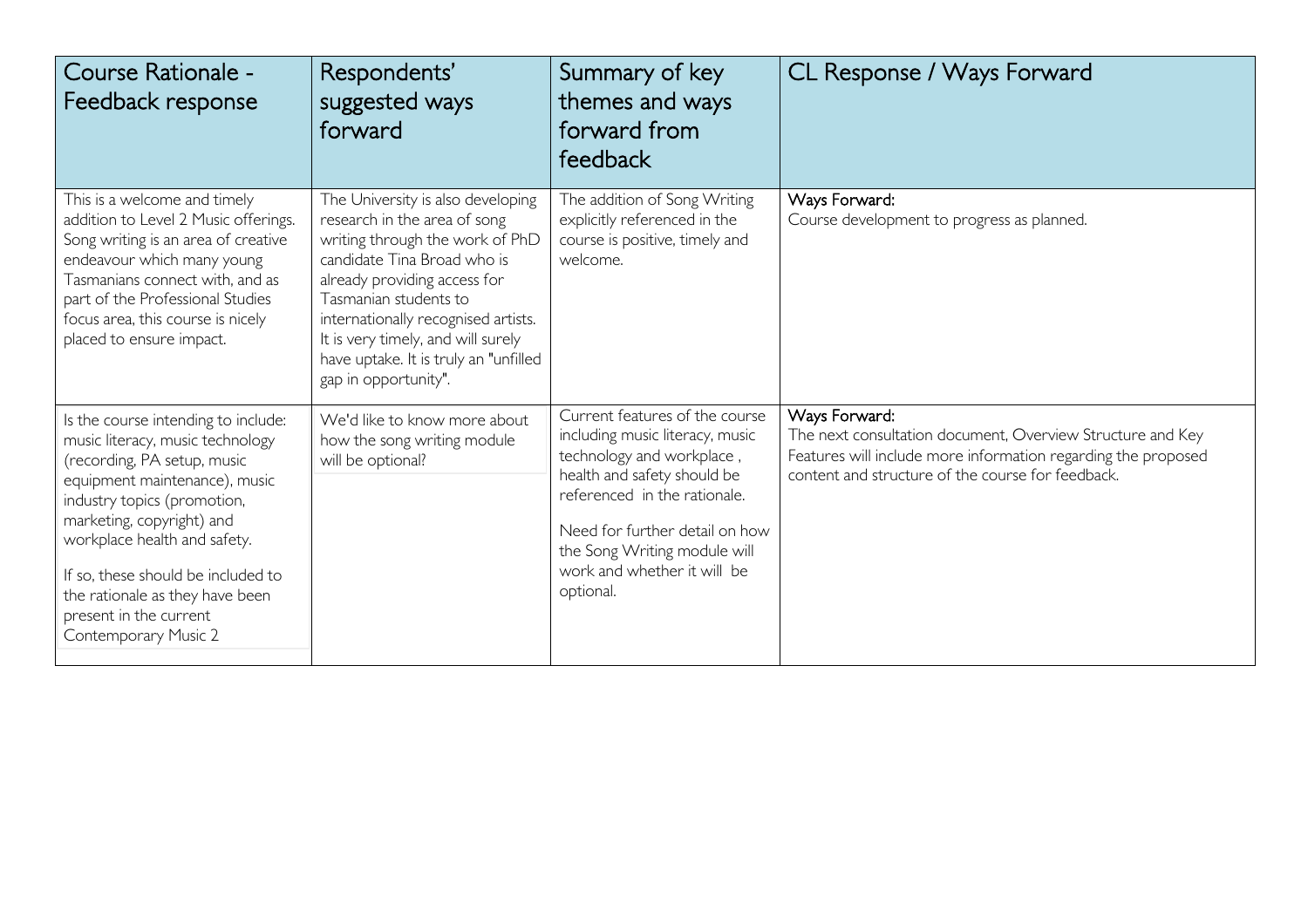| Course Rationale - Feedback response | Respondents' suggested ways forward | Summary of key themes and ways forward from feedback | CL Response / Ways Forward |
|---|---|---|---|
| This is a welcome and timely addition to Level 2 Music offerings. Song writing is an area of creative endeavour which many young Tasmanians connect with, and as part of the Professional Studies focus area, this course is nicely placed to ensure impact. | The University is also developing research in the area of song writing through the work of PhD candidate Tina Broad who is already providing access for Tasmanian students to internationally recognised artists. It is very timely, and will surely have uptake. It is truly an "unfilled gap in opportunity". | The addition of Song Writing explicitly referenced in the course is positive, timely and welcome. | Ways Forward:<br>Course development to progress as planned. |
| Is the course intending to include: music literacy, music technology (recording, PA setup, music equipment maintenance), music industry topics (promotion, marketing, copyright) and workplace health and safety.<br><br>If so, these should be included to the rationale as they have been present in the current Contemporary Music 2 | We'd like to know more about how the song writing module will be optional? | Current features of the course including music literacy, music technology and workplace , health and safety should be referenced in the rationale.<br><br>Need for further detail on how the Song Writing module will work and whether it will be optional. | Ways Forward:<br>The next consultation document, Overview Structure and Key Features will include more information regarding the proposed content and structure of the course for feedback. |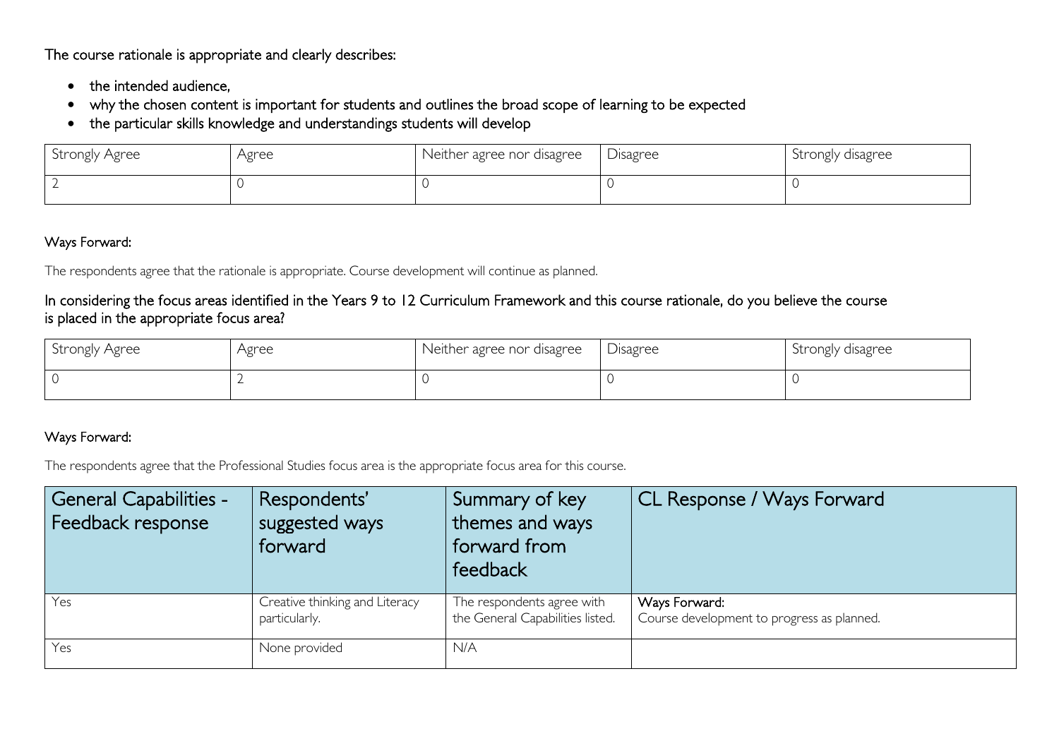The course rationale is appropriate and clearly describes:

- the intended audience,
- why the chosen content is important for students and outlines the broad scope of learning to be expected
- the particular skills knowledge and understandings students will develop

| Strongly Agree | Agree | Neither agree nor disagree | Disagree | Strongly disagree |
|---|---|---|---|---|
| 2 | 0 | 0 | 0 | 0 |

Ways Forward:

The respondents agree that the rationale is appropriate. Course development will continue as planned.

In considering the focus areas identified in the Years 9 to 12 Curriculum Framework and this course rationale, do you believe the course is placed in the appropriate focus area?

| Strongly Agree | Agree | Neither agree nor disagree | Disagree | Strongly disagree |
|---|---|---|---|---|
| 0 | 2 | 0 | 0 | 0 |

Ways Forward:

The respondents agree that the Professional Studies focus area is the appropriate focus area for this course.

| General Capabilities - Feedback response | Respondents' suggested ways forward | Summary of key themes and ways forward from feedback | CL Response / Ways Forward |
|---|---|---|---|
| Yes | Creative thinking and Literacy particularly. | The respondents agree with the General Capabilities listed. | Ways Forward: Course development to progress as planned. |
| Yes | None provided | N/A | |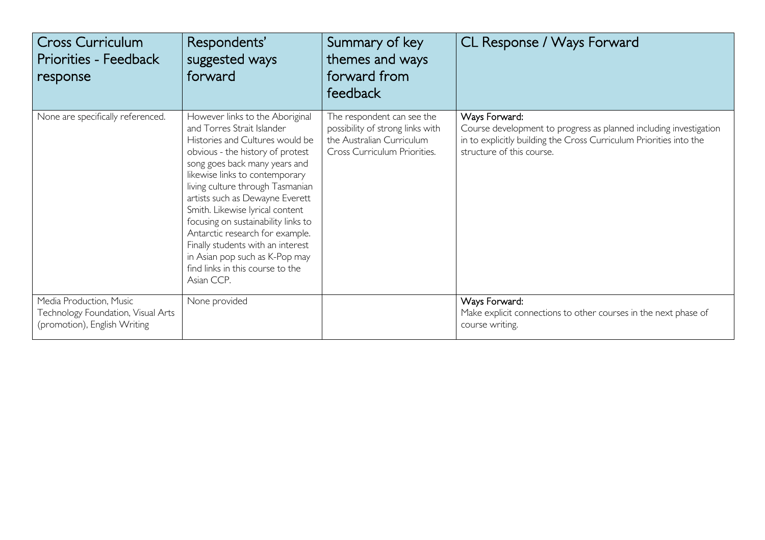| Cross Curriculum Priorities - Feedback response | Respondents' suggested ways forward | Summary of key themes and ways forward from feedback | CL Response / Ways Forward |
|---|---|---|---|
| None are specifically referenced. | However links to the Aboriginal and Torres Strait Islander Histories and Cultures would be obvious - the history of protest song goes back many years and likewise links to contemporary living culture through Tasmanian artists such as Dewayne Everett Smith. Likewise lyrical content focusing on sustainability links to Antarctic research for example. Finally students with an interest in Asian pop such as K-Pop may find links in this course to the Asian CCP. | The respondent can see the possibility of strong links with the Australian Curriculum Cross Curriculum Priorities. | Ways Forward:<br>Course development to progress as planned including investigation in to explicitly building the Cross Curriculum Priorities into the structure of this course. |
| Media Production, Music Technology Foundation, Visual Arts (promotion), English Writing | None provided | | Ways Forward:<br>Make explicit connections to other courses in the next phase of course writing. |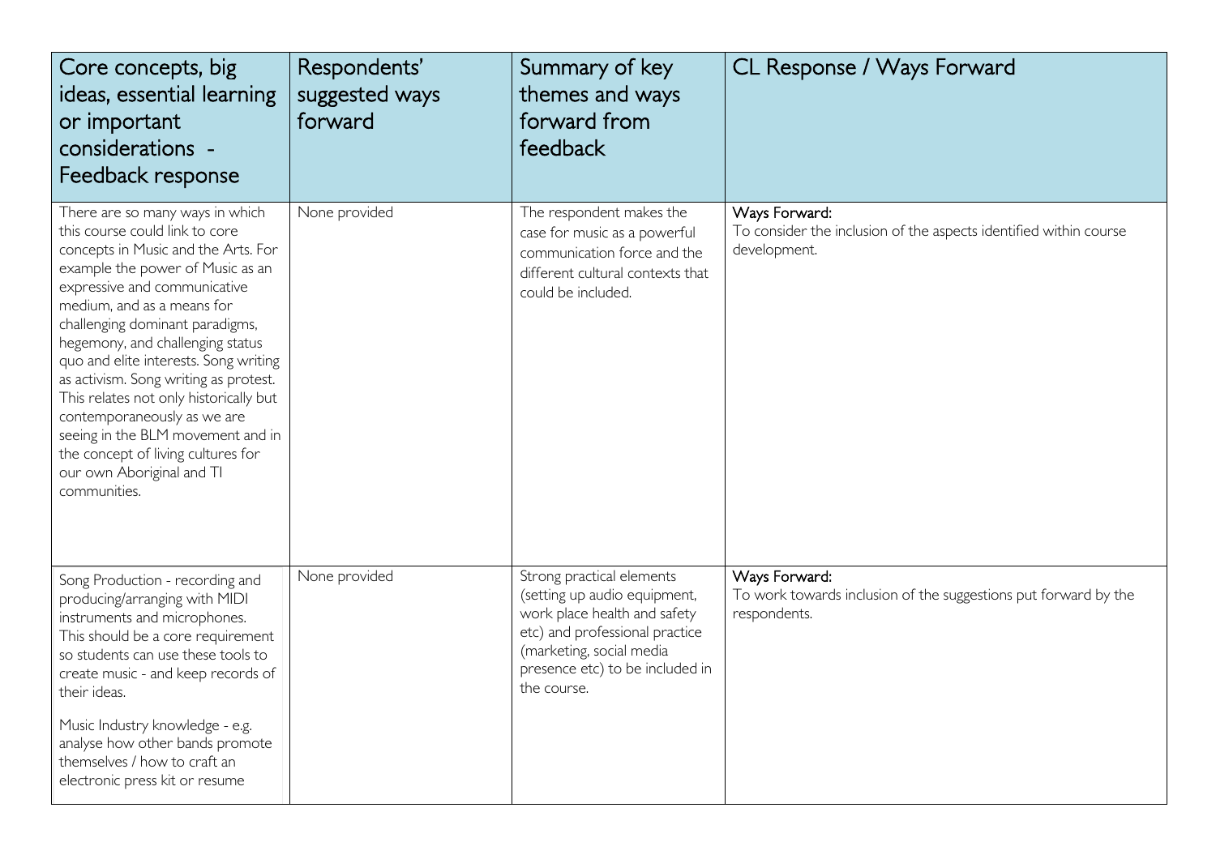| Core concepts, big ideas, essential learning or important considerations - Feedback response | Respondents' suggested ways forward | Summary of key themes and ways forward from feedback | CL Response / Ways Forward |
| --- | --- | --- | --- |
| There are so many ways in which this course could link to core concepts in Music and the Arts. For example the power of Music as an expressive and communicative medium, and as a means for challenging dominant paradigms, hegemony, and challenging status quo and elite interests. Song writing as activism. Song writing as protest. This relates not only historically but contemporaneously as we are seeing in the BLM movement and in the concept of living cultures for our own Aboriginal and TI communities. | None provided | The respondent makes the case for music as a powerful communication force and the different cultural contexts that could be included. | Ways Forward:<br>To consider the inclusion of the aspects identified within course development. |
| Song Production - recording and producing/arranging with MIDI instruments and microphones. This should be a core requirement so students can use these tools to create music - and keep records of their ideas.<br><br>Music Industry knowledge - e.g. analyse how other bands promote themselves / how to craft an electronic press kit or resume | None provided | Strong practical elements (setting up audio equipment, work place health and safety etc) and professional practice (marketing, social media presence etc) to be included in the course. | Ways Forward:<br>To work towards inclusion of the suggestions put forward by the respondents. |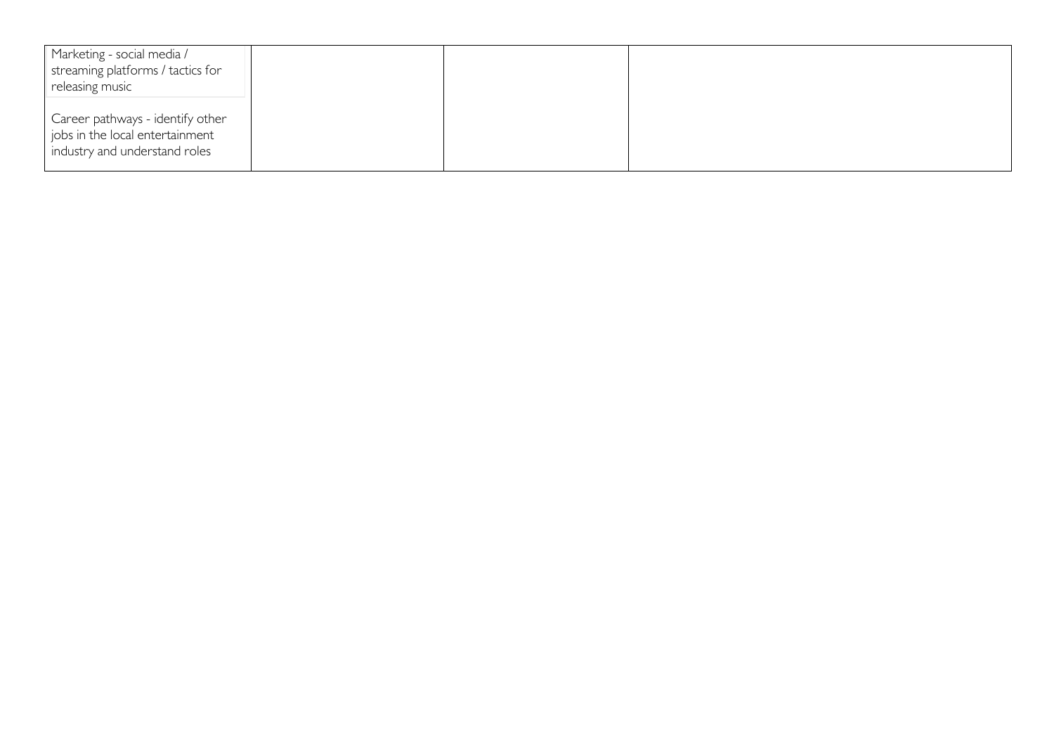| | | | |
|---|---|---|---|
| Marketing - social media / streaming platforms / tactics for releasing music<br><br>Career pathways - identify other jobs in the local entertainment industry and understand roles | | | |